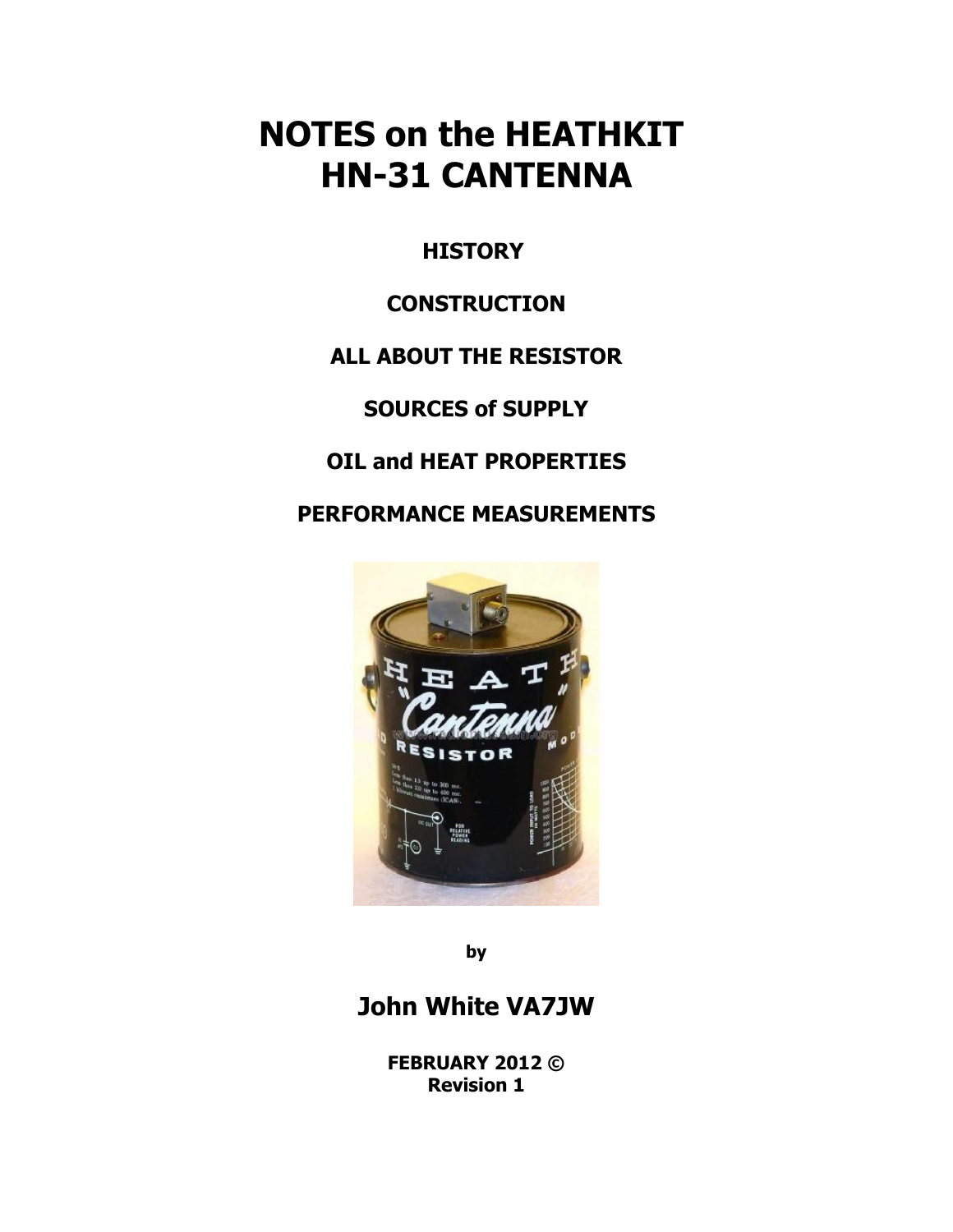# NOTES on the HEATHKIT HN-31 CANTENNA

**HISTORY**

**CONSTRUCTION**

**ALL ABOUT THE RESISTOR**

**SOURCES of SUPPLY**

**OIL and HEAT PROPERTIES**

**PERFORMANCE MEASUREMENTS**

**by**

## John White VA7JW

**FEBRUARY 2012 ©**
**Revision 1**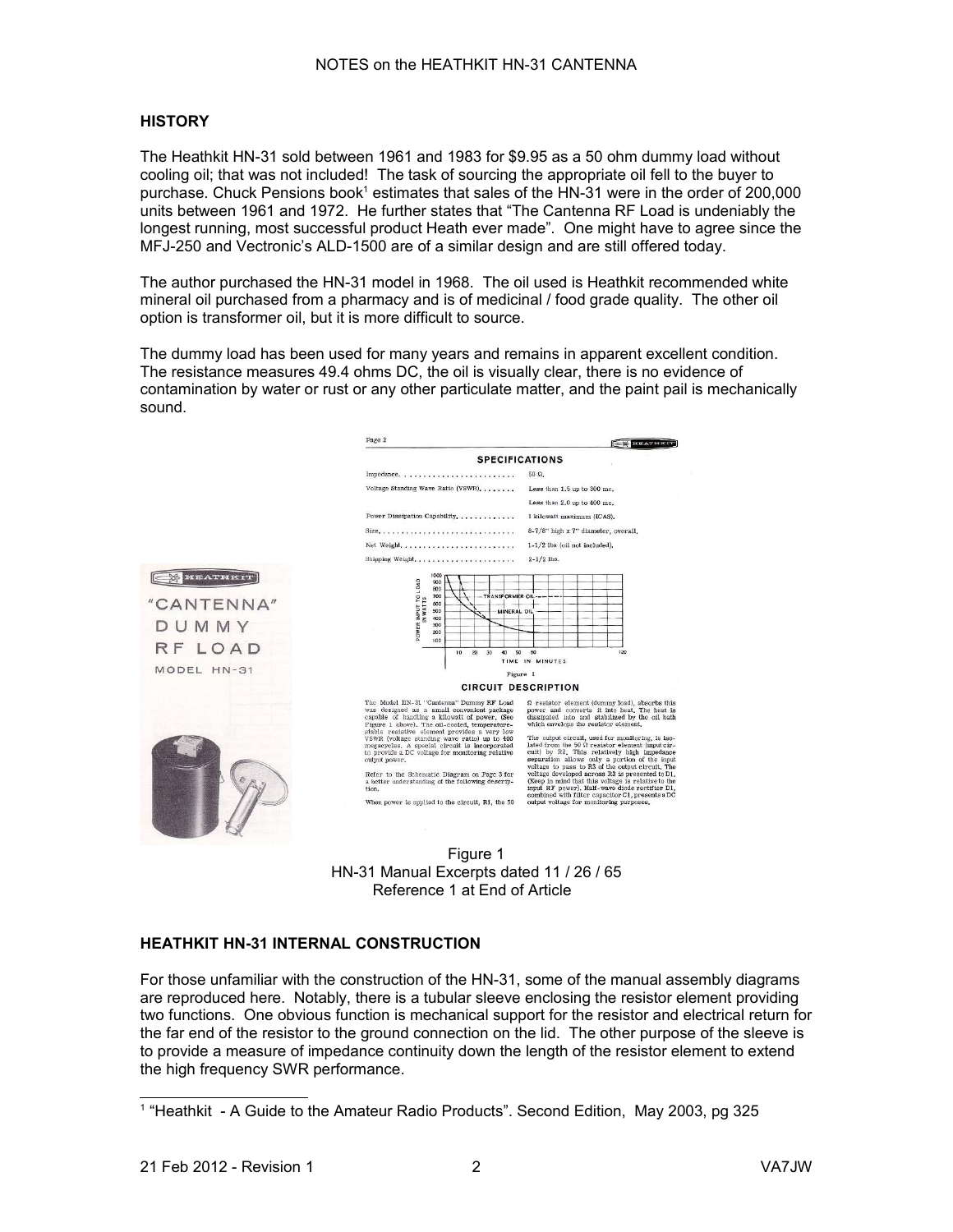## HISTORY

The Heathkit HN-31 sold between 1961 and 1983 for $9.95 as a 50 ohm dummy load without cooling oil; that was not included! The task of sourcing the appropriate oil fell to the buyer to purchase. Chuck Pensions book[1] estimates that sales of the HN-31 were in the order of 200,000 units between 1961 and 1972. He further states that "The Cantenna RF Load is undeniably the longest running, most successful product Heath ever made". One might have to agree since the MFJ-250 and Vectronic's ALD-1500 are of a similar design and are still offered today.

The author purchased the HN-31 model in 1968. The oil used is Heathkit recommended white mineral oil purchased from a pharmacy and is of medicinal / food grade quality. The other oil option is transformer oil, but it is more difficult to source.

The dummy load has been used for many years and remains in apparent excellent condition. The resistance measures 49.4 ohms DC, the oil is visually clear, there is no evidence of contamination by water or rust or any other particulate matter, and the paint pail is mechanically sound.

Page 2

**SPECIFICATIONS**

| | |
|---|---|
| Impedance | 50 Ω. |
| Voltage Standing Wave Ratio (VSWR) | Less than 1.5 up to 300 mc. |
| | Less than 2.0 up to 400 mc. |
| Power Dissipation Capability | 1 kilowatt maximum (ICAS). |
| Size | 8-7/8" high x 7" diameter, overall. |
| Net Weight | 1-1/2 lbs (oil not included). |
| Shipping Weight | 2-1/2 lbs. |

Figure 1

**CIRCUIT DESCRIPTION**

The Model HN-31 "Cantenna" Dummy RF Load was designed as a small convenient package capable of handling a kilowatt of power, (See Figure 1 above). The oil-cooled, temperature-stable resistive element provides a very low VSWR (voltage standing wave ratio) up to 400 megacycles. A special circuit is incorporated to provide a DC voltage for monitoring relative output power.

Refer to the Schematic Diagram on Page 3 for a better understanding of the following description.

When power is applied to the circuit, R1, the 50 Ω resistor element (dummy load), absorbs this power and converts it into heat. The heat is dissipated into and stabilized by the oil bath which envelops the resistor element.

The output circuit, used for monitoring, is isolated from the 50 Ω resistor element (input circuit) by R2. This relatively high impedance separation allows only a portion of the input voltage to pass to R3 of the output circuit. The voltage developed across R3 is presented to D1. (Keep in mind that this voltage is relative to the input RF power). Half-wave diode rectifier D1, combined with filter capacitor C1, presents a DC output voltage for monitoring purposes.

HEATHKIT "CANTENNA" DUMMY RF LOAD MODEL HN-31

Figure 1
HN-31 Manual Excerpts dated 11 / 26 / 65
Reference 1 at End of Article

## HEATHKIT HN-31 INTERNAL CONSTRUCTION

For those unfamiliar with the construction of the HN-31, some of the manual assembly diagrams are reproduced here. Notably, there is a tubular sleeve enclosing the resistor element providing two functions. One obvious function is mechanical support for the resistor and electrical return for the far end of the resistor to the ground connection on the lid. The other purpose of the sleeve is to provide a measure of impedance continuity down the length of the resistor element to extend the high frequency SWR performance.

[1] "Heathkit - A Guide to the Amateur Radio Products". Second Edition, May 2003, pg 325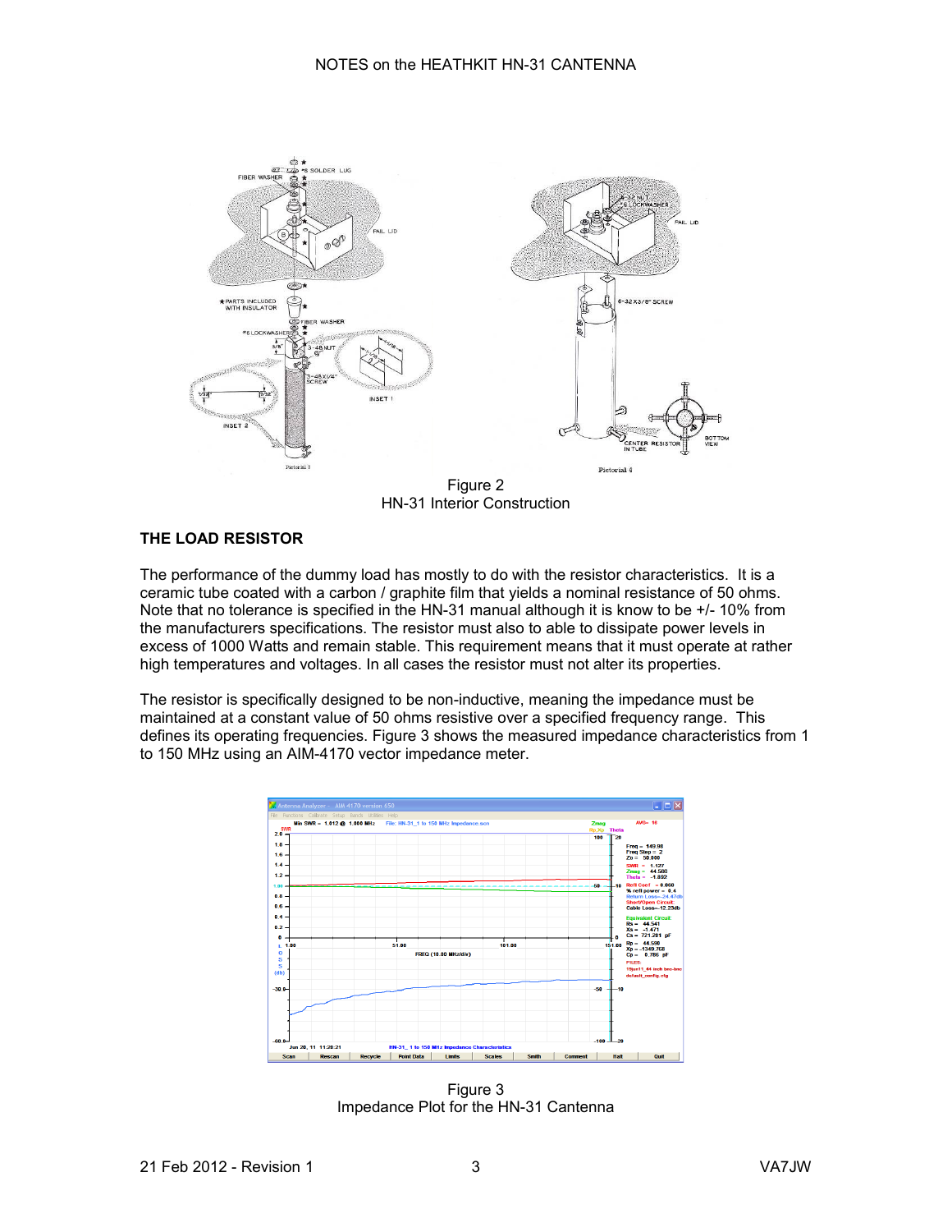Figure 2
HN-31 Interior Construction

## THE LOAD RESISTOR

The performance of the dummy load has mostly to do with the resistor characteristics. It is a ceramic tube coated with a carbon / graphite film that yields a nominal resistance of 50 ohms. Note that no tolerance is specified in the HN-31 manual although it is know to be +/- 10% from the manufacturers specifications. The resistor must also to able to dissipate power levels in excess of 1000 Watts and remain stable. This requirement means that it must operate at rather high temperatures and voltages. In all cases the resistor must not alter its properties.

The resistor is specifically designed to be non-inductive, meaning the impedance must be maintained at a constant value of 50 ohms resistive over a specified frequency range. This defines its operating frequencies. Figure 3 shows the measured impedance characteristics from 1 to 150 MHz using an AIM-4170 vector impedance meter.

Figure 3
Impedance Plot for the HN-31 Cantenna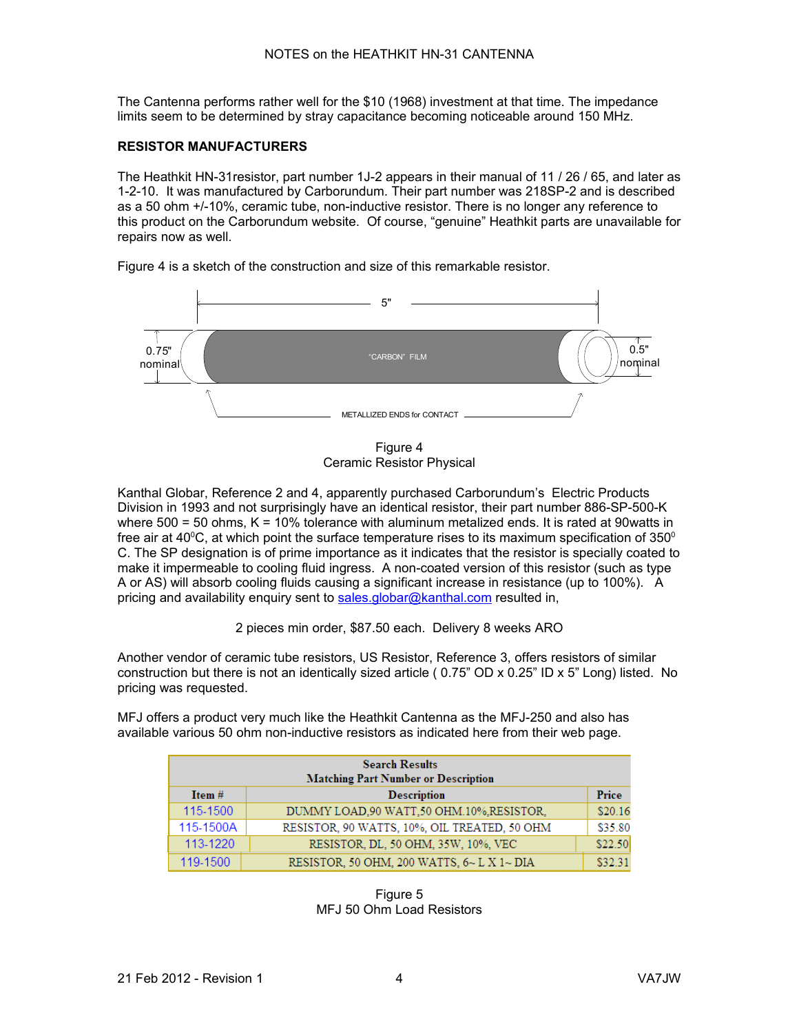NOTES on the HEATHKIT HN-31 CANTENNA

The Cantenna performs rather well for the $10 (1968) investment at that time. The impedance limits seem to be determined by stray capacitance becoming noticeable around 150 MHz.

**RESISTOR MANUFACTURERS**

The Heathkit HN-31resistor, part number 1J-2 appears in their manual of 11 / 26 / 65, and later as 1-2-10. It was manufactured by Carborundum. Their part number was 218SP-2 and is described as a 50 ohm +/-10%, ceramic tube, non-inductive resistor. There is no longer any reference to this product on the Carborundum website. Of course, "genuine" Heathkit parts are unavailable for repairs now as well.

Figure 4 is a sketch of the construction and size of this remarkable resistor.

5"

0.75" nominal

"CARBON" FILM

0.5" nominal

METALLIZED ENDS for CONTACT

Figure 4
Ceramic Resistor Physical

Kanthal Globar, Reference 2 and 4, apparently purchased Carborundum's Electric Products Division in 1993 and not surprisingly have an identical resistor, their part number 886-SP-500-K where 500 = 50 ohms, K = 10% tolerance with aluminum metalized ends. It is rated at 90watts in free air at 40$^0$C, at which point the surface temperature rises to its maximum specification of 350$^0$ C. The SP designation is of prime importance as it indicates that the resistor is specially coated to make it impermeable to cooling fluid ingress. A non-coated version of this resistor (such as type A or AS) will absorb cooling fluids causing a significant increase in resistance (up to 100%). A pricing and availability enquiry sent to sales.globar@kanthal.com resulted in,

2 pieces min order, $87.50 each. Delivery 8 weeks ARO

Another vendor of ceramic tube resistors, US Resistor, Reference 3, offers resistors of similar construction but there is not an identically sized article ( 0.75" OD x 0.25" ID x 5" Long) listed. No pricing was requested.

MFJ offers a product very much like the Heathkit Cantenna as the MFJ-250 and also has available various 50 ohm non-inductive resistors as indicated here from their web page.

| Search Results<br>Matching Part Number or Description | | |
|---|---|---|
| **Item #** | **Description** | **Price** |
| 115-1500 | DUMMY LOAD,90 WATT,50 OHM.10%,RESISTOR, | $20.16 |
| 115-1500A | RESISTOR, 90 WATTS, 10%, OIL TREATED, 50 OHM | $35.80 |
| 113-1220 | RESISTOR, DL, 50 OHM, 35W, 10%, VEC | $22.50 |
| 119-1500 | RESISTOR, 50 OHM, 200 WATTS, 6~ L X 1~ DIA | $32.31 |

Figure 5
MFJ 50 Ohm Load Resistors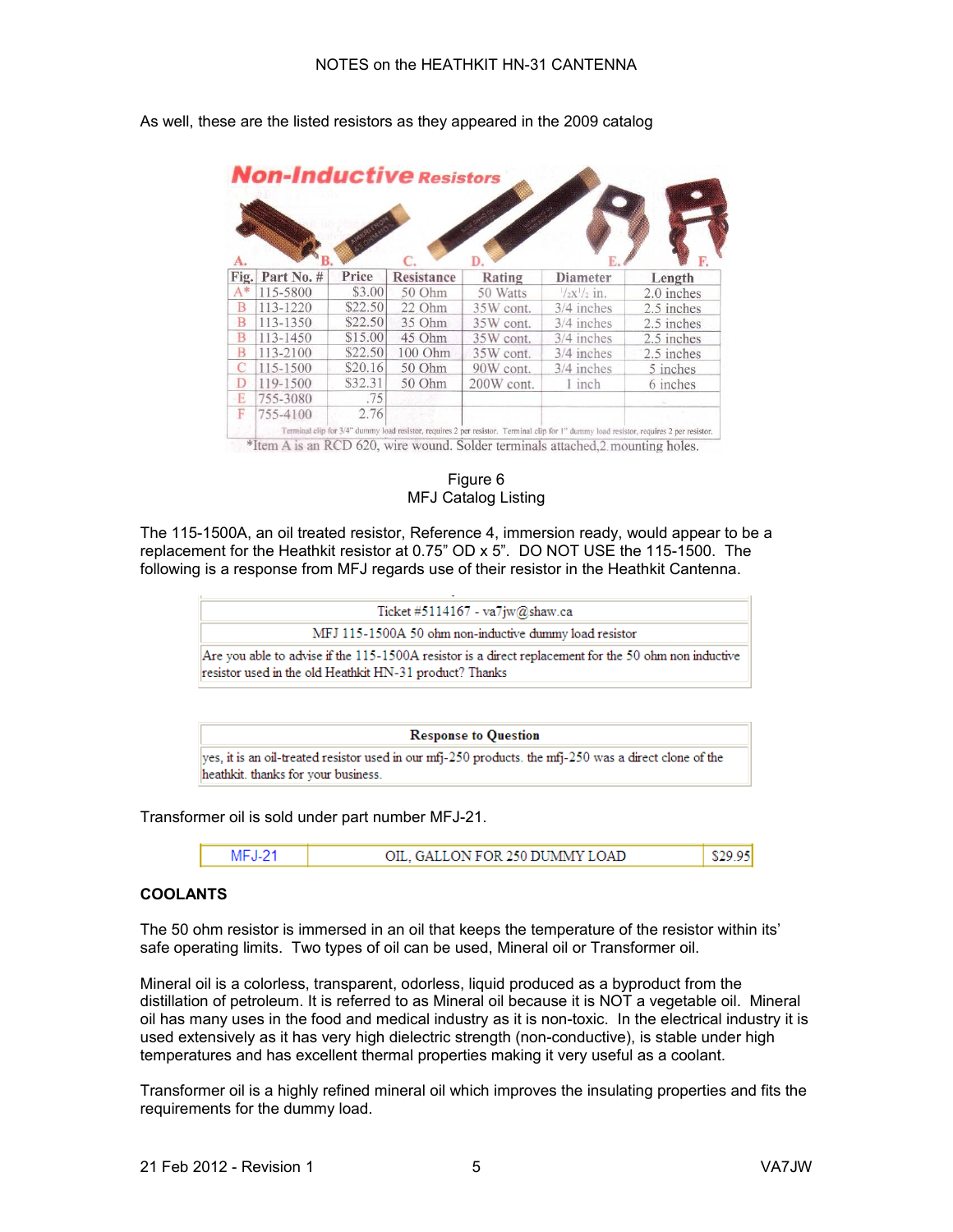As well, these are the listed resistors as they appeared in the 2009 catalog

**Non-Inductive Resistors**

| Fig. | Part No. # | Price | Resistance | Rating | Diameter | Length |
|---|---|---|---|---|---|---|
| A* | 115-5800 | $3.00 | 50 Ohm | 50 Watts | ½x½ in. | 2.0 inches |
| B | 113-1220 | $22.50 | 22 Ohm | 35W cont. | 3/4 inches | 2.5 inches |
| B | 113-1350 | $22.50 | 35 Ohm | 35W cont. | 3/4 inches | 2.5 inches |
| B | 113-1450 | $15.00 | 45 Ohm | 35W cont. | 3/4 inches | 2.5 inches |
| B | 113-2100 | $22.50 | 100 Ohm | 35W cont. | 3/4 inches | 2.5 inches |
| C | 115-1500 | $20.16 | 50 Ohm | 90W cont. | 3/4 inches | 5 inches |
| D | 119-1500 | $32.31 | 50 Ohm | 200W cont. | 1 inch | 6 inches |
| E | 755-3080 | .75 | | | | |
| F | 755-4100 | 2.76 | | | | |

Terminal clip for 3/4" dummy load resistor, requires 2 per resistor. Terminal clip for 1" dummy load resistor, requires 2 per resistor.

*Item A is an RCD 620, wire wound. Solder terminals attached,2 mounting holes.

Figure 6
MFJ Catalog Listing

The 115-1500A, an oil treated resistor, Reference 4, immersion ready, would appear to be a replacement for the Heathkit resistor at 0.75" OD x 5". DO NOT USE the 115-1500. The following is a response from MFJ regards use of their resistor in the Heathkit Cantenna.

| Ticket #5114167 - va7jw@shaw.ca |
|---|
| MFJ 115-1500A 50 ohm non-inductive dummy load resistor |
| Are you able to advise if the 115-1500A resistor is a direct replacement for the 50 ohm non inductive resistor used in the old Heathkit HN-31 product? Thanks |

| **Response to Question** |
|---|
| yes, it is an oil-treated resistor used in our mfj-250 products. the mfj-250 was a direct clone of the heathkit. thanks for your business. |

Transformer oil is sold under part number MFJ-21.

| MFJ-21 | OIL, GALLON FOR 250 DUMMY LOAD | $29.95 |
|---|---|---|

## COOLANTS

The 50 ohm resistor is immersed in an oil that keeps the temperature of the resistor within its' safe operating limits. Two types of oil can be used, Mineral oil or Transformer oil.

Mineral oil is a colorless, transparent, odorless, liquid produced as a byproduct from the distillation of petroleum. It is referred to as Mineral oil because it is NOT a vegetable oil. Mineral oil has many uses in the food and medical industry as it is non-toxic. In the electrical industry it is used extensively as it has very high dielectric strength (non-conductive), is stable under high temperatures and has excellent thermal properties making it very useful as a coolant.

Transformer oil is a highly refined mineral oil which improves the insulating properties and fits the requirements for the dummy load.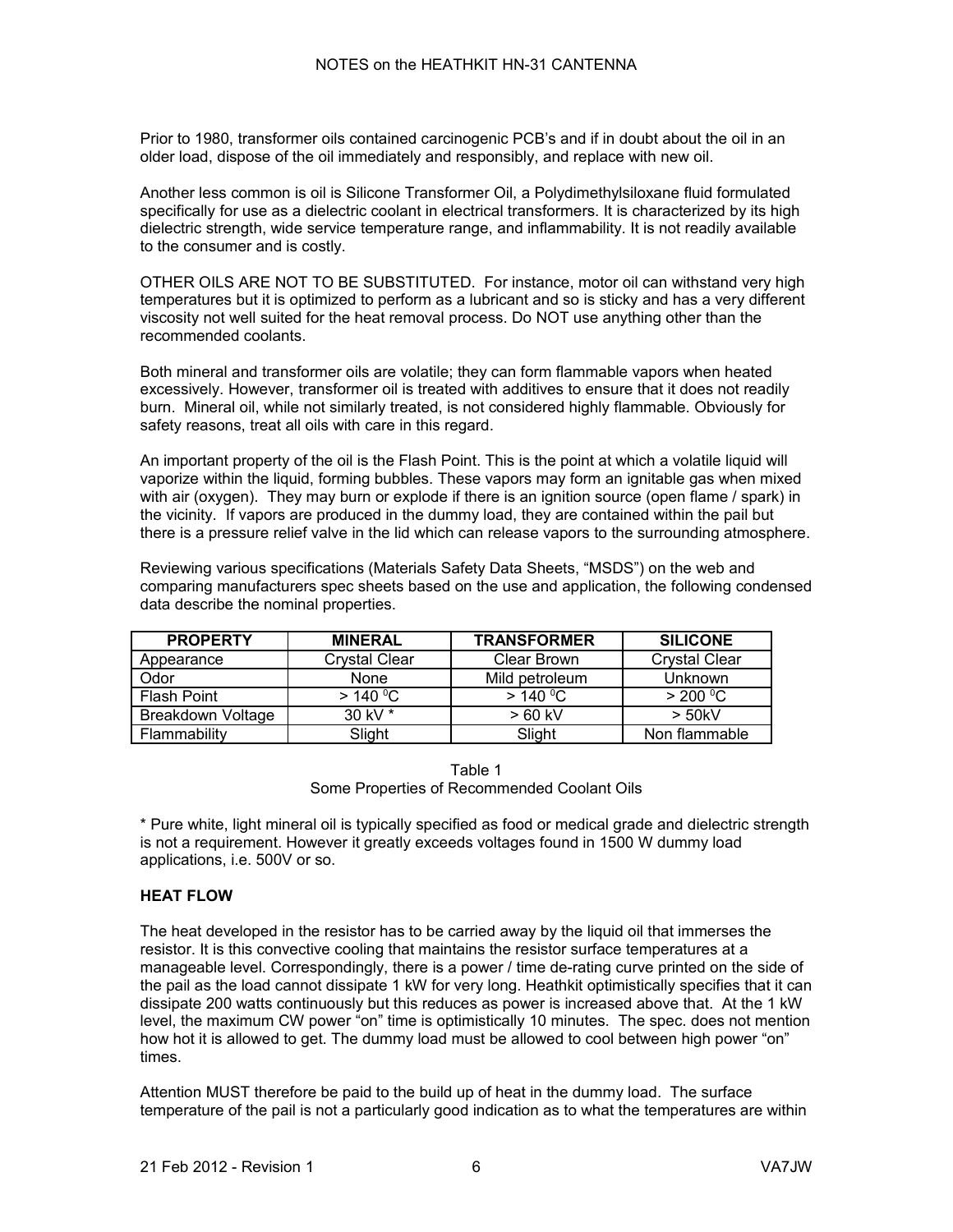Prior to 1980, transformer oils contained carcinogenic PCB's and if in doubt about the oil in an older load, dispose of the oil immediately and responsibly, and replace with new oil.

Another less common is oil is Silicone Transformer Oil, a Polydimethylsiloxane fluid formulated specifically for use as a dielectric coolant in electrical transformers. It is characterized by its high dielectric strength, wide service temperature range, and inflammability. It is not readily available to the consumer and is costly.

OTHER OILS ARE NOT TO BE SUBSTITUTED. For instance, motor oil can withstand very high temperatures but it is optimized to perform as a lubricant and so is sticky and has a very different viscosity not well suited for the heat removal process. Do NOT use anything other than the recommended coolants.

Both mineral and transformer oils are volatile; they can form flammable vapors when heated excessively. However, transformer oil is treated with additives to ensure that it does not readily burn. Mineral oil, while not similarly treated, is not considered highly flammable. Obviously for safety reasons, treat all oils with care in this regard.

An important property of the oil is the Flash Point. This is the point at which a volatile liquid will vaporize within the liquid, forming bubbles. These vapors may form an ignitable gas when mixed with air (oxygen). They may burn or explode if there is an ignition source (open flame / spark) in the vicinity. If vapors are produced in the dummy load, they are contained within the pail but there is a pressure relief valve in the lid which can release vapors to the surrounding atmosphere.

Reviewing various specifications (Materials Safety Data Sheets, "MSDS") on the web and comparing manufacturers spec sheets based on the use and application, the following condensed data describe the nominal properties.

| PROPERTY | MINERAL | TRANSFORMER | SILICONE |
|---|---|---|---|
| Appearance | Crystal Clear | Clear Brown | Crystal Clear |
| Odor | None | Mild petroleum | Unknown |
| Flash Point | > 140 $^0$C | > 140 $^0$C | > 200 $^0$C |
| Breakdown Voltage | 30 kV * | > 60 kV | > 50kV |
| Flammability | Slight | Slight | Non flammable |

Table 1
Some Properties of Recommended Coolant Oils

* Pure white, light mineral oil is typically specified as food or medical grade and dielectric strength is not a requirement. However it greatly exceeds voltages found in 1500 W dummy load applications, i.e. 500V or so.

**HEAT FLOW**

The heat developed in the resistor has to be carried away by the liquid oil that immerses the resistor. It is this convective cooling that maintains the resistor surface temperatures at a manageable level. Correspondingly, there is a power / time de-rating curve printed on the side of the pail as the load cannot dissipate 1 kW for very long. Heathkit optimistically specifies that it can dissipate 200 watts continuously but this reduces as power is increased above that. At the 1 kW level, the maximum CW power "on" time is optimistically 10 minutes. The spec. does not mention how hot it is allowed to get. The dummy load must be allowed to cool between high power "on" times.

Attention MUST therefore be paid to the build up of heat in the dummy load. The surface temperature of the pail is not a particularly good indication as to what the temperatures are within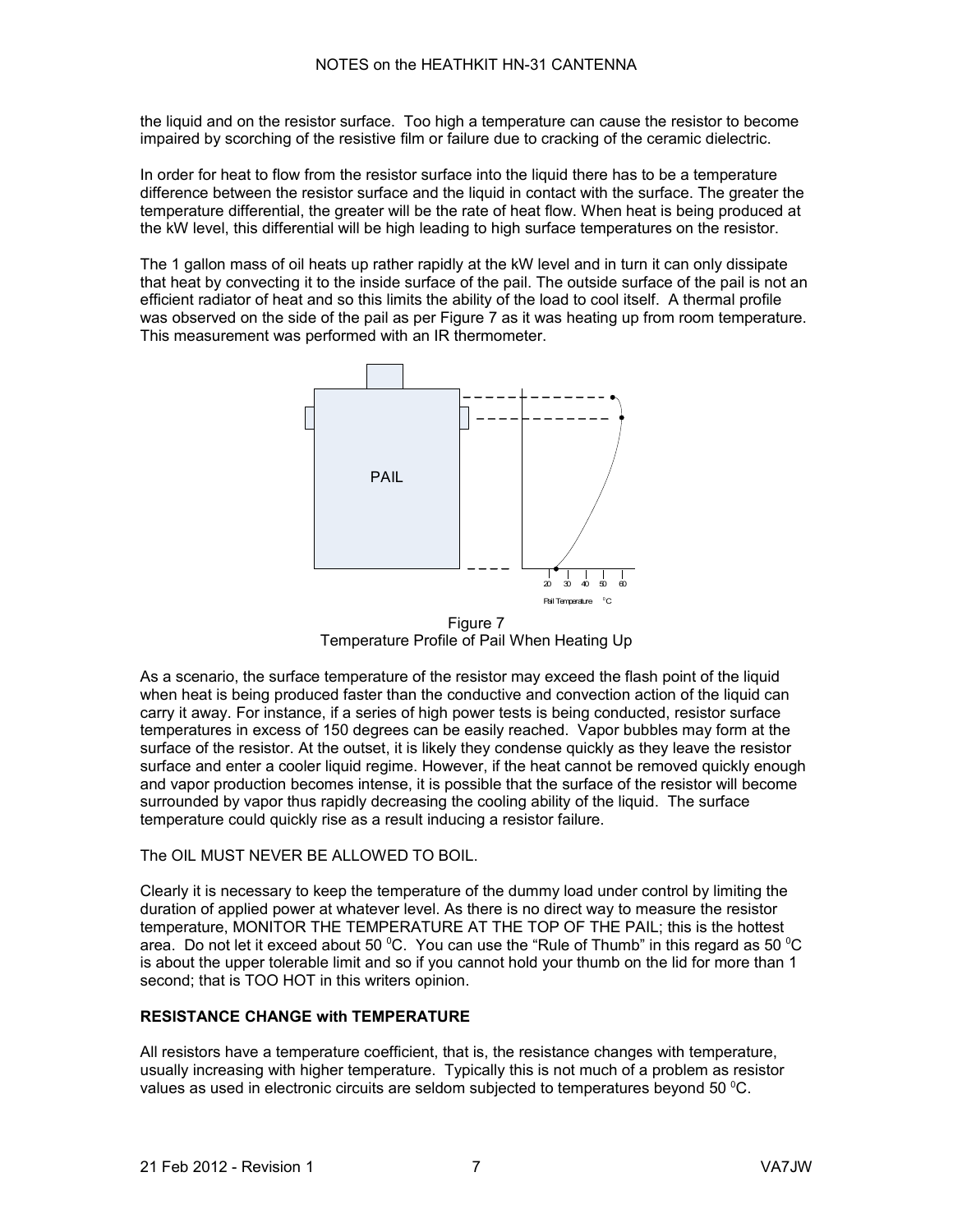the liquid and on the resistor surface. Too high a temperature can cause the resistor to become impaired by scorching of the resistive film or failure due to cracking of the ceramic dielectric.

In order for heat to flow from the resistor surface into the liquid there has to be a temperature difference between the resistor surface and the liquid in contact with the surface. The greater the temperature differential, the greater will be the rate of heat flow. When heat is being produced at the kW level, this differential will be high leading to high surface temperatures on the resistor.

The 1 gallon mass of oil heats up rather rapidly at the kW level and in turn it can only dissipate that heat by convecting it to the inside surface of the pail. The outside surface of the pail is not an efficient radiator of heat and so this limits the ability of the load to cool itself. A thermal profile was observed on the side of the pail as per Figure 7 as it was heating up from room temperature. This measurement was performed with an IR thermometer.

Figure 7
Temperature Profile of Pail When Heating Up

As a scenario, the surface temperature of the resistor may exceed the flash point of the liquid when heat is being produced faster than the conductive and convection action of the liquid can carry it away. For instance, if a series of high power tests is being conducted, resistor surface temperatures in excess of 150 degrees can be easily reached. Vapor bubbles may form at the surface of the resistor. At the outset, it is likely they condense quickly as they leave the resistor surface and enter a cooler liquid regime. However, if the heat cannot be removed quickly enough and vapor production becomes intense, it is possible that the surface of the resistor will become surrounded by vapor thus rapidly decreasing the cooling ability of the liquid. The surface temperature could quickly rise as a result inducing a resistor failure.

The OIL MUST NEVER BE ALLOWED TO BOIL.

Clearly it is necessary to keep the temperature of the dummy load under control by limiting the duration of applied power at whatever level. As there is no direct way to measure the resistor temperature, MONITOR THE TEMPERATURE AT THE TOP OF THE PAIL; this is the hottest area. Do not let it exceed about 50 $^0$C. You can use the "Rule of Thumb" in this regard as 50 $^0$C is about the upper tolerable limit and so if you cannot hold your thumb on the lid for more than 1 second; that is TOO HOT in this writers opinion.

**RESISTANCE CHANGE with TEMPERATURE**

All resistors have a temperature coefficient, that is, the resistance changes with temperature, usually increasing with higher temperature. Typically this is not much of a problem as resistor values as used in electronic circuits are seldom subjected to temperatures beyond 50 $^0$C.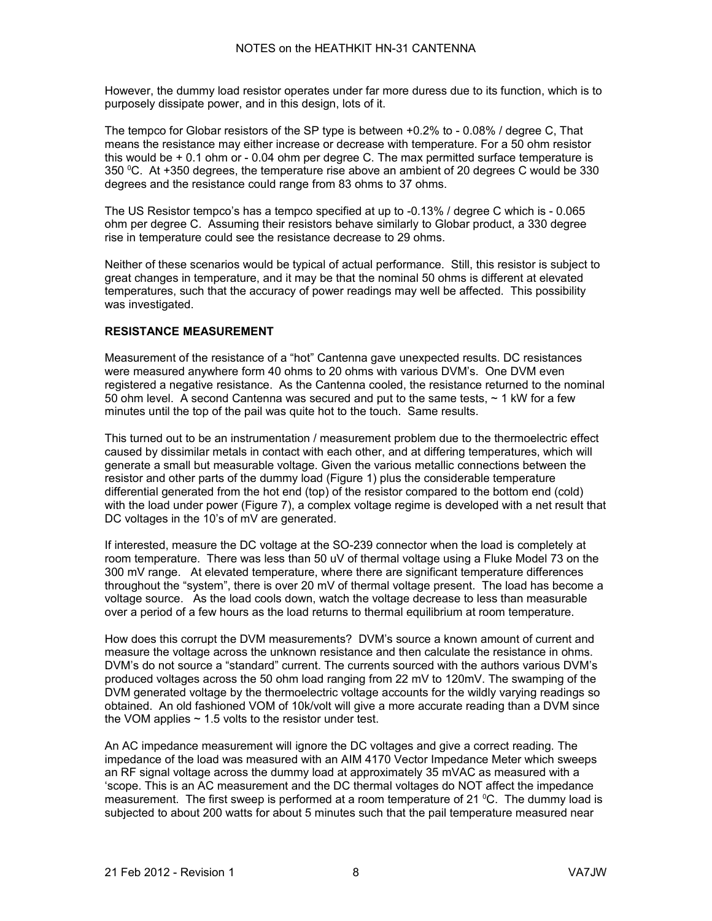However, the dummy load resistor operates under far more duress due to its function, which is to purposely dissipate power, and in this design, lots of it.

The tempco for Globar resistors of the SP type is between +0.2% to - 0.08% / degree C, That means the resistance may either increase or decrease with temperature. For a 50 ohm resistor this would be + 0.1 ohm or - 0.04 ohm per degree C. The max permitted surface temperature is 350 $^0$C. At +350 degrees, the temperature rise above an ambient of 20 degrees C would be 330 degrees and the resistance could range from 83 ohms to 37 ohms.

The US Resistor tempco's has a tempco specified at up to -0.13% / degree C which is - 0.065 ohm per degree C. Assuming their resistors behave similarly to Globar product, a 330 degree rise in temperature could see the resistance decrease to 29 ohms.

Neither of these scenarios would be typical of actual performance. Still, this resistor is subject to great changes in temperature, and it may be that the nominal 50 ohms is different at elevated temperatures, such that the accuracy of power readings may well be affected. This possibility was investigated.

**RESISTANCE MEASUREMENT**

Measurement of the resistance of a "hot" Cantenna gave unexpected results. DC resistances were measured anywhere form 40 ohms to 20 ohms with various DVM's. One DVM even registered a negative resistance. As the Cantenna cooled, the resistance returned to the nominal 50 ohm level. A second Cantenna was secured and put to the same tests, ~ 1 kW for a few minutes until the top of the pail was quite hot to the touch. Same results.

This turned out to be an instrumentation / measurement problem due to the thermoelectric effect caused by dissimilar metals in contact with each other, and at differing temperatures, which will generate a small but measurable voltage. Given the various metallic connections between the resistor and other parts of the dummy load (Figure 1) plus the considerable temperature differential generated from the hot end (top) of the resistor compared to the bottom end (cold) with the load under power (Figure 7), a complex voltage regime is developed with a net result that DC voltages in the 10's of mV are generated.

If interested, measure the DC voltage at the SO-239 connector when the load is completely at room temperature. There was less than 50 uV of thermal voltage using a Fluke Model 73 on the 300 mV range. At elevated temperature, where there are significant temperature differences throughout the "system", there is over 20 mV of thermal voltage present. The load has become a voltage source. As the load cools down, watch the voltage decrease to less than measurable over a period of a few hours as the load returns to thermal equilibrium at room temperature.

How does this corrupt the DVM measurements? DVM's source a known amount of current and measure the voltage across the unknown resistance and then calculate the resistance in ohms. DVM's do not source a "standard" current. The currents sourced with the authors various DVM's produced voltages across the 50 ohm load ranging from 22 mV to 120mV. The swamping of the DVM generated voltage by the thermoelectric voltage accounts for the wildly varying readings so obtained. An old fashioned VOM of 10k/volt will give a more accurate reading than a DVM since the VOM applies ~ 1.5 volts to the resistor under test.

An AC impedance measurement will ignore the DC voltages and give a correct reading. The impedance of the load was measured with an AIM 4170 Vector Impedance Meter which sweeps an RF signal voltage across the dummy load at approximately 35 mVAC as measured with a 'scope. This is an AC measurement and the DC thermal voltages do NOT affect the impedance measurement. The first sweep is performed at a room temperature of 21 $^0$C. The dummy load is subjected to about 200 watts for about 5 minutes such that the pail temperature measured near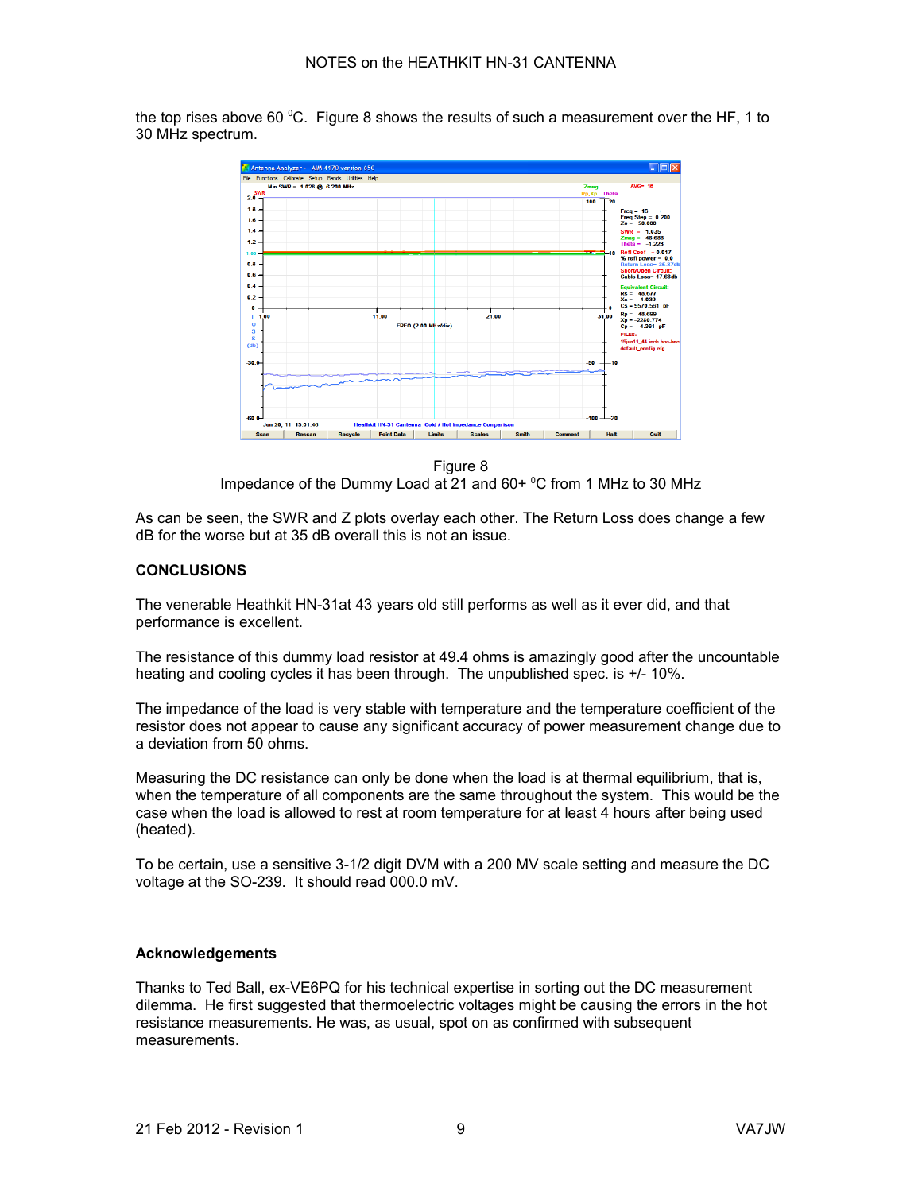the top rises above 60 $^0$C. Figure 8 shows the results of such a measurement over the HF, 1 to 30 MHz spectrum.

Figure 8
Impedance of the Dummy Load at 21 and 60+ $^0$C from 1 MHz to 30 MHz

As can be seen, the SWR and Z plots overlay each other. The Return Loss does change a few dB for the worse but at 35 dB overall this is not an issue.

**CONCLUSIONS**

The venerable Heathkit HN-31at 43 years old still performs as well as it ever did, and that performance is excellent.

The resistance of this dummy load resistor at 49.4 ohms is amazingly good after the uncountable heating and cooling cycles it has been through. The unpublished spec. is +/- 10%.

The impedance of the load is very stable with temperature and the temperature coefficient of the resistor does not appear to cause any significant accuracy of power measurement change due to a deviation from 50 ohms.

Measuring the DC resistance can only be done when the load is at thermal equilibrium, that is, when the temperature of all components are the same throughout the system. This would be the case when the load is allowed to rest at room temperature for at least 4 hours after being used (heated).

To be certain, use a sensitive 3-1/2 digit DVM with a 200 MV scale setting and measure the DC voltage at the SO-239. It should read 000.0 mV.

---

**Acknowledgements**

Thanks to Ted Ball, ex-VE6PQ for his technical expertise in sorting out the DC measurement dilemma. He first suggested that thermoelectric voltages might be causing the errors in the hot resistance measurements. He was, as usual, spot on as confirmed with subsequent measurements.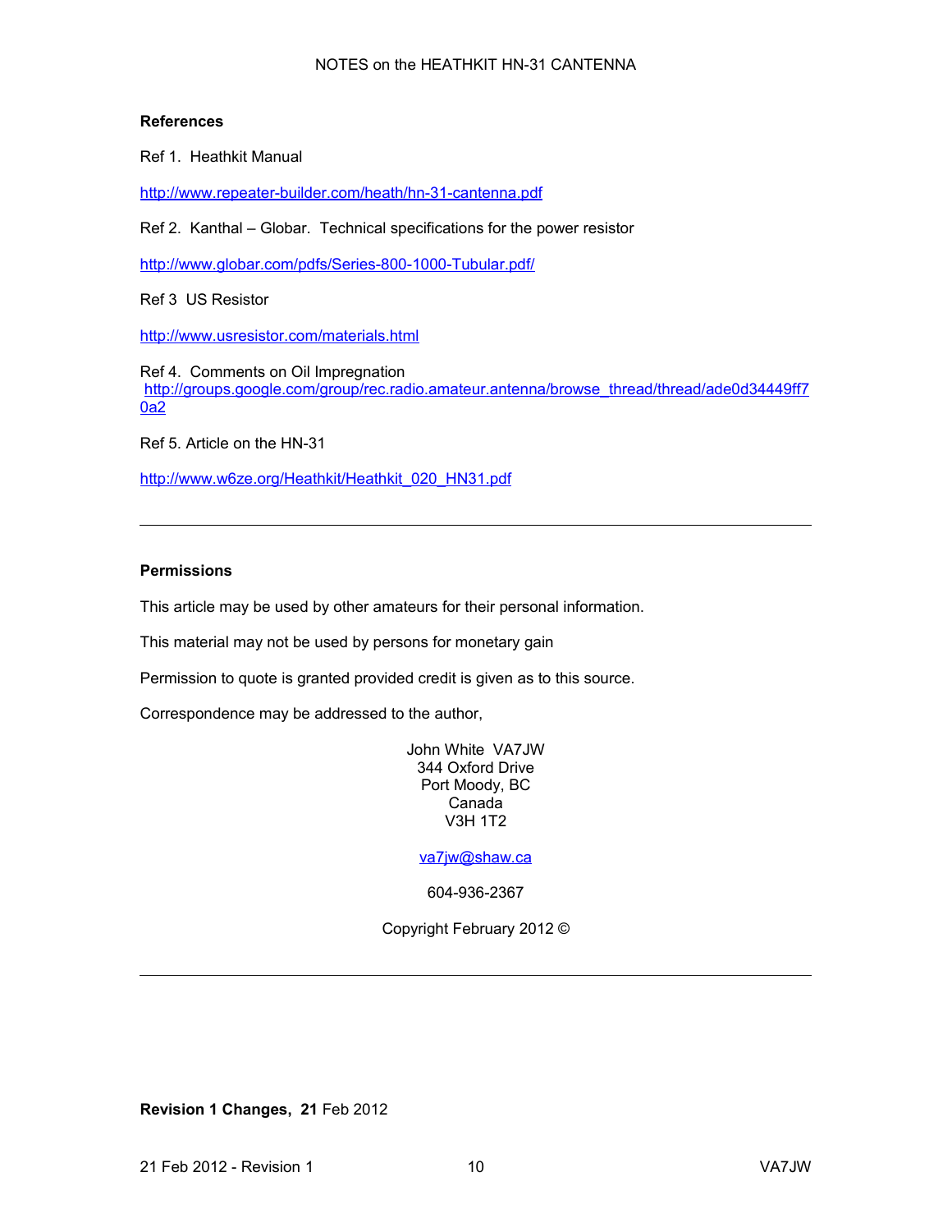### References

Ref 1. Heathkit Manual

http://www.repeater-builder.com/heath/hn-31-cantenna.pdf

Ref 2. Kanthal – Globar. Technical specifications for the power resistor

http://www.globar.com/pdfs/Series-800-1000-Tubular.pdf/

Ref 3 US Resistor

http://www.usresistor.com/materials.html

Ref 4. Comments on Oil Impregnation
http://groups.google.com/group/rec.radio.amateur.antenna/browse_thread/thread/ade0d34449ff70a2

Ref 5. Article on the HN-31

http://www.w6ze.org/Heathkit/Heathkit_020_HN31.pdf

---

### Permissions

This article may be used by other amateurs for their personal information.

This material may not be used by persons for monetary gain

Permission to quote is granted provided credit is given as to this source.

Correspondence may be addressed to the author,

John White VA7JW
344 Oxford Drive
Port Moody, BC
Canada
V3H 1T2

va7jw@shaw.ca

604-936-2367

Copyright February 2012 ©

---

**Revision 1 Changes, 21** Feb 2012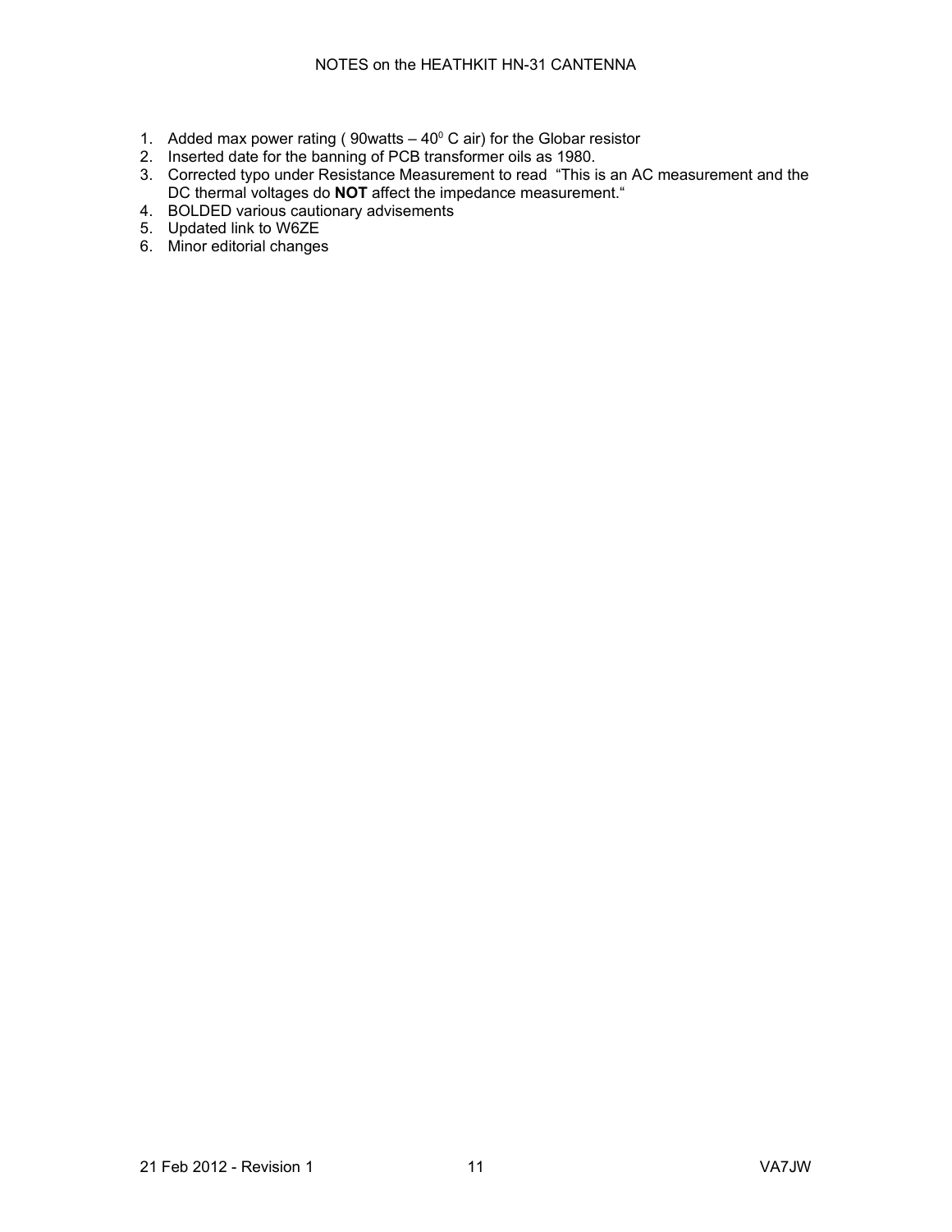1. Added max power rating ( 90watts – $40^0$ C air) for the Globar resistor
2. Inserted date for the banning of PCB transformer oils as 1980.
3. Corrected typo under Resistance Measurement to read "This is an AC measurement and the DC thermal voltages do **NOT** affect the impedance measurement."
4. BOLDED various cautionary advisements
5. Updated link to W6ZE
6. Minor editorial changes